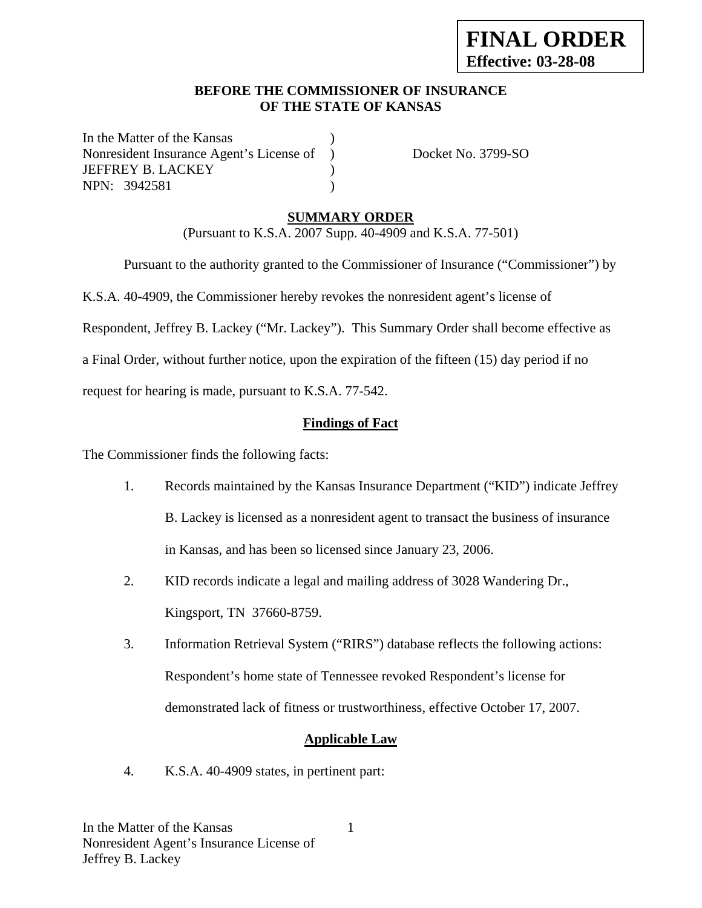**FINAL ORDER**
**Effective: 03-28-08**

**BEFORE THE COMMISSIONER OF INSURANCE**
**OF THE STATE OF KANSAS**

In the Matter of the Kansas )
Nonresident Insurance Agent's License of ) Docket No. 3799-SO
JEFFREY B. LACKEY )
NPN: 3942581 )

## SUMMARY ORDER

(Pursuant to K.S.A. 2007 Supp. 40-4909 and K.S.A. 77-501)

Pursuant to the authority granted to the Commissioner of Insurance ("Commissioner") by K.S.A. 40-4909, the Commissioner hereby revokes the nonresident agent's license of Respondent, Jeffrey B. Lackey ("Mr. Lackey"). This Summary Order shall become effective as a Final Order, without further notice, upon the expiration of the fifteen (15) day period if no request for hearing is made, pursuant to K.S.A. 77-542.

### Findings of Fact

The Commissioner finds the following facts:

1. Records maintained by the Kansas Insurance Department ("KID") indicate Jeffrey B. Lackey is licensed as a nonresident agent to transact the business of insurance in Kansas, and has been so licensed since January 23, 2006.
2. KID records indicate a legal and mailing address of 3028 Wandering Dr., Kingsport, TN 37660-8759.
3. Information Retrieval System ("RIRS") database reflects the following actions: Respondent's home state of Tennessee revoked Respondent's license for demonstrated lack of fitness or trustworthiness, effective October 17, 2007.

### Applicable Law

4. K.S.A. 40-4909 states, in pertinent part: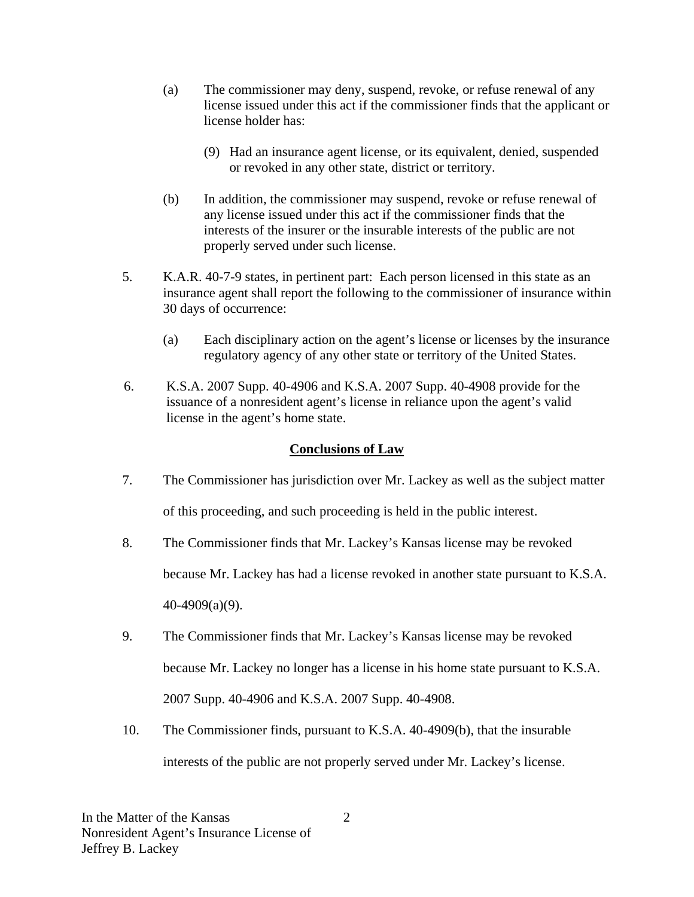(a) The commissioner may deny, suspend, revoke, or refuse renewal of any license issued under this act if the commissioner finds that the applicant or license holder has:

(9) Had an insurance agent license, or its equivalent, denied, suspended or revoked in any other state, district or territory.

(b) In addition, the commissioner may suspend, revoke or refuse renewal of any license issued under this act if the commissioner finds that the interests of the insurer or the insurable interests of the public are not properly served under such license.

5. K.A.R. 40-7-9 states, in pertinent part: Each person licensed in this state as an insurance agent shall report the following to the commissioner of insurance within 30 days of occurrence:

(a) Each disciplinary action on the agent's license or licenses by the insurance regulatory agency of any other state or territory of the United States.

6. K.S.A. 2007 Supp. 40-4906 and K.S.A. 2007 Supp. 40-4908 provide for the issuance of a nonresident agent's license in reliance upon the agent's valid license in the agent's home state.

## Conclusions of Law

7. The Commissioner has jurisdiction over Mr. Lackey as well as the subject matter of this proceeding, and such proceeding is held in the public interest.

8. The Commissioner finds that Mr. Lackey's Kansas license may be revoked because Mr. Lackey has had a license revoked in another state pursuant to K.S.A. 40-4909(a)(9).

9. The Commissioner finds that Mr. Lackey's Kansas license may be revoked because Mr. Lackey no longer has a license in his home state pursuant to K.S.A. 2007 Supp. 40-4906 and K.S.A. 2007 Supp. 40-4908.

10. The Commissioner finds, pursuant to K.S.A. 40-4909(b), that the insurable interests of the public are not properly served under Mr. Lackey's license.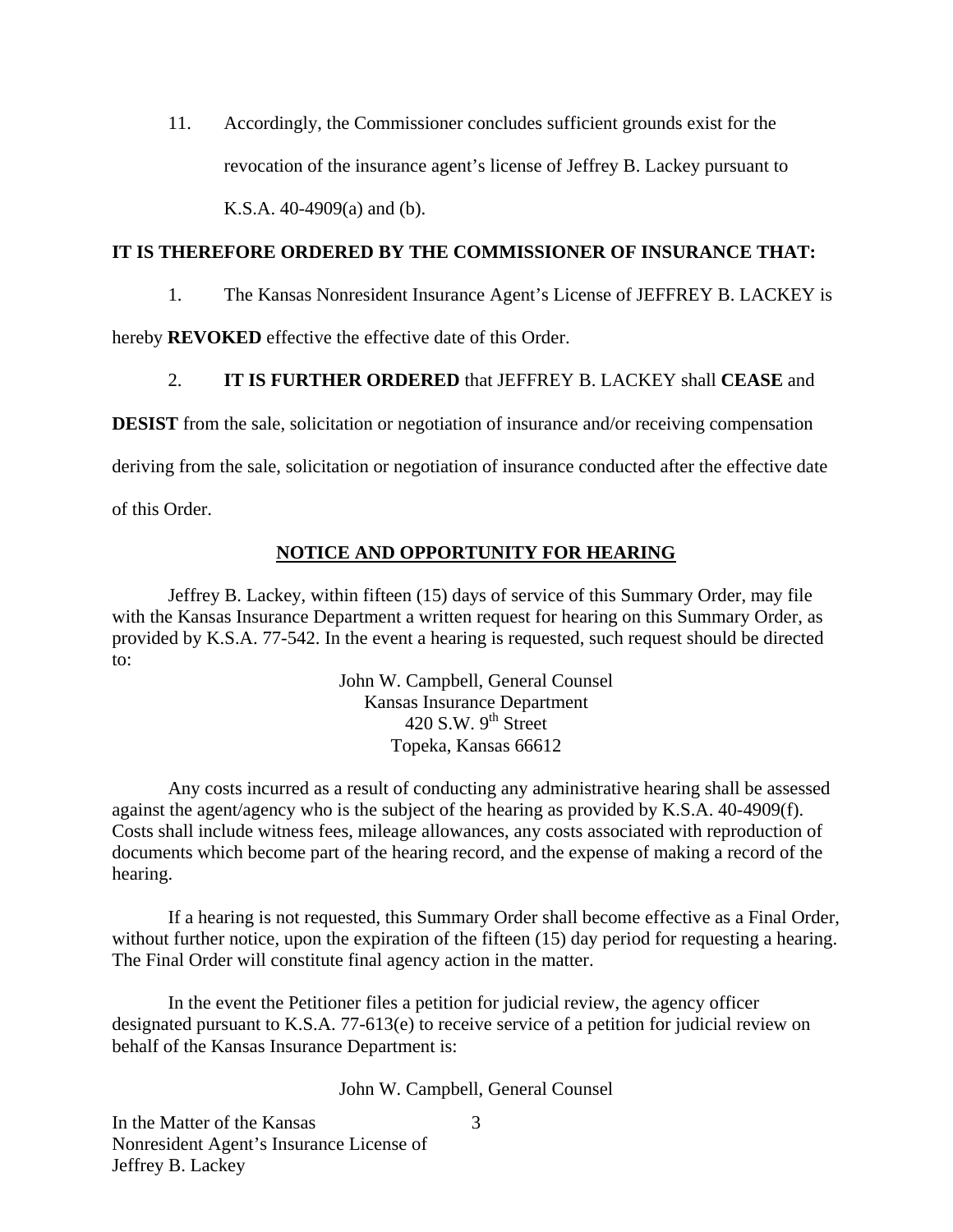11. Accordingly, the Commissioner concludes sufficient grounds exist for the revocation of the insurance agent's license of Jeffrey B. Lackey pursuant to K.S.A. 40-4909(a) and (b).

**IT IS THEREFORE ORDERED BY THE COMMISSIONER OF INSURANCE THAT:**

1. The Kansas Nonresident Insurance Agent's License of JEFFREY B. LACKEY is hereby **REVOKED** effective the effective date of this Order.

2. **IT IS FURTHER ORDERED** that JEFFREY B. LACKEY shall **CEASE** and **DESIST** from the sale, solicitation or negotiation of insurance and/or receiving compensation deriving from the sale, solicitation or negotiation of insurance conducted after the effective date of this Order.

## NOTICE AND OPPORTUNITY FOR HEARING

Jeffrey B. Lackey, within fifteen (15) days of service of this Summary Order, may file with the Kansas Insurance Department a written request for hearing on this Summary Order, as provided by K.S.A. 77-542. In the event a hearing is requested, such request should be directed to:

John W. Campbell, General Counsel
Kansas Insurance Department
420 S.W. 9th Street
Topeka, Kansas 66612

Any costs incurred as a result of conducting any administrative hearing shall be assessed against the agent/agency who is the subject of the hearing as provided by K.S.A. 40-4909(f). Costs shall include witness fees, mileage allowances, any costs associated with reproduction of documents which become part of the hearing record, and the expense of making a record of the hearing.

If a hearing is not requested, this Summary Order shall become effective as a Final Order, without further notice, upon the expiration of the fifteen (15) day period for requesting a hearing. The Final Order will constitute final agency action in the matter.

In the event the Petitioner files a petition for judicial review, the agency officer designated pursuant to K.S.A. 77-613(e) to receive service of a petition for judicial review on behalf of the Kansas Insurance Department is:

John W. Campbell, General Counsel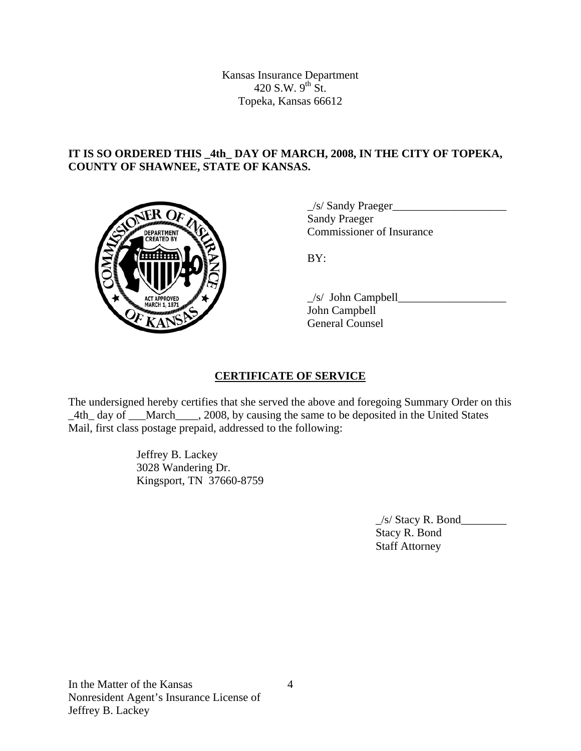Kansas Insurance Department
420 S.W. $9^{th}$ St.
Topeka, Kansas 66612

**IT IS SO ORDERED THIS _4th_ DAY OF MARCH, 2008, IN THE CITY OF TOPEKA, COUNTY OF SHAWNEE, STATE OF KANSAS.**

_/s/ Sandy Praeger____________________
Sandy Praeger
Commissioner of Insurance

BY:

_/s/ John Campbell___________________
John Campbell
General Counsel

## CERTIFICATE OF SERVICE

The undersigned hereby certifies that she served the above and foregoing Summary Order on this _4th_ day of ___March____, 2008, by causing the same to be deposited in the United States Mail, first class postage prepaid, addressed to the following:

Jeffrey B. Lackey
3028 Wandering Dr.
Kingsport, TN 37660-8759

_/s/ Stacy R. Bond________
Stacy R. Bond
Staff Attorney

In the Matter of the Kansas Nonresident Agent's Insurance License of Jeffrey B. Lackey